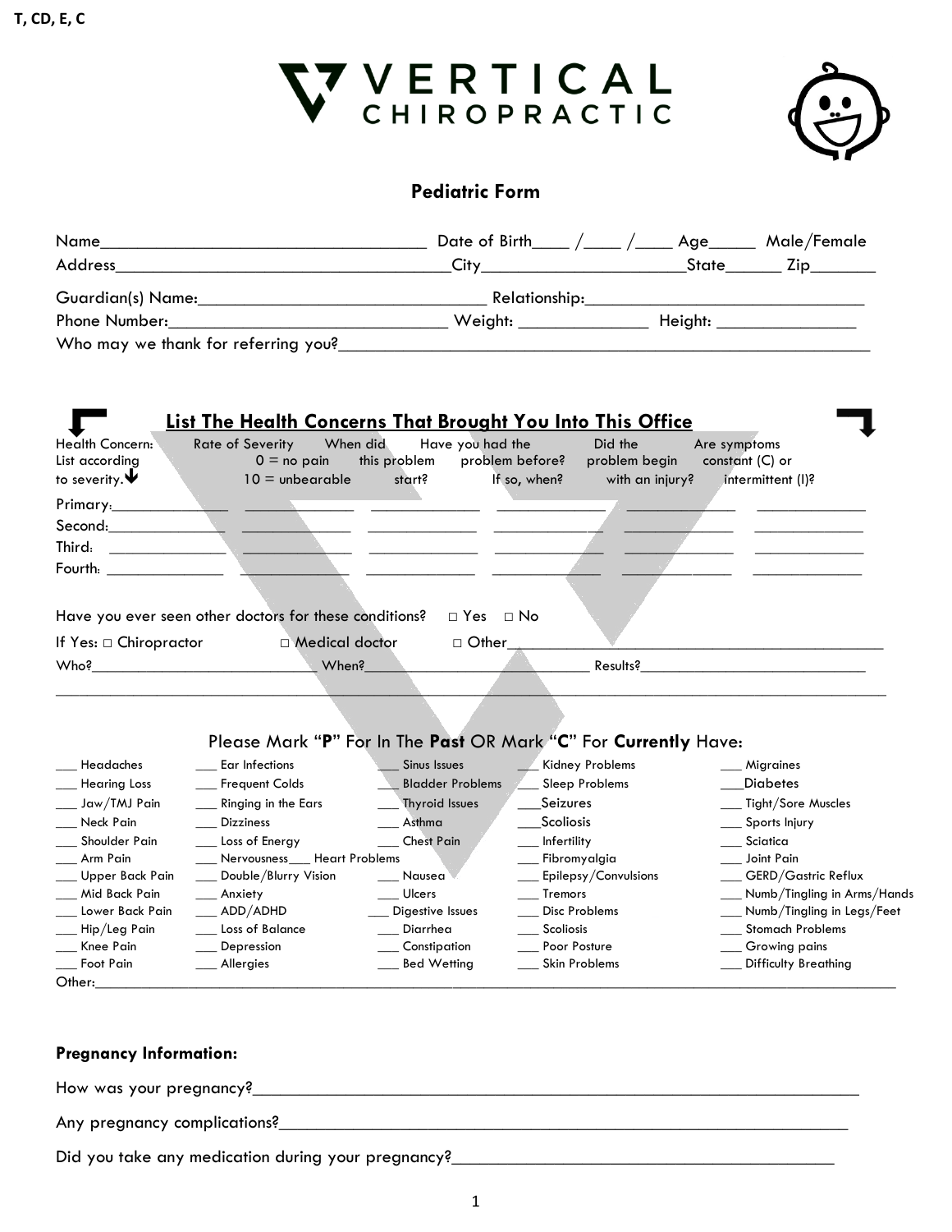T, CD, E, C

# VERTICAL CHIROPRACTIC

## Pediatric Form

Name___________________________________ Date of Birth____ /____ /____ Age_____ Male/Female
Address_____________________________________City______________________State______ Zip_______

Guardian(s) Name:________________________________ Relationship:______________________________
Phone Number:_______________________________ Weight: ______________ Height: _______________
Who may we thank for referring you?__________________________________________________________

### List The Health Concerns That Brought You Into This Office

| Health Concern: List according to severity. | Rate of Severity 0 = no pain 10 = unbearable | When did this problem start? | Have you had the problem before? If so, when? | Did the problem begin with an injury? | Are symptoms constant (C) or intermittent (I)? |
|---|---|---|---|---|---|
| Primary: | | | | | |
| Second: | | | | | |
| Third: | | | | | |
| Fourth: | | | | | |

Have you ever seen other doctors for these conditions? □ Yes □ No

If Yes: □ Chiropractor □ Medical doctor □ Other____________________________________________

Who?____________________________ When?____________________________ Results?____________________________

_____________________________________________________________________________________________

### Please Mark "P" For In The Past OR Mark "C" For Currently Have:

| | | | | |
|---|---|---|---|---|
| ___ Headaches | ___ Ear Infections | ___ Sinus Issues | ___ Kidney Problems | ___ Migraines |
| ___ Hearing Loss | ___ Frequent Colds | ___ Bladder Problems | ___ Sleep Problems | ___Diabetes |
| ___ Jaw/TMJ Pain | ___ Ringing in the Ears | ___ Thyroid Issues | ___Seizures | ___ Tight/Sore Muscles |
| ___ Neck Pain | ___ Dizziness | ___ Asthma | ___Scoliosis | ___ Sports Injury |
| ___ Shoulder Pain | ___ Loss of Energy | ___ Chest Pain | ___ Infertility | ___ Sciatica |
| ___ Arm Pain | ___ Nervousness | ___ Heart Problems | ___ Fibromyalgia | ___ Joint Pain |
| ___ Upper Back Pain | ___ Double/Blurry Vision | ___ Nausea | ___ Epilepsy/Convulsions | ___ GERD/Gastric Reflux |
| ___ Mid Back Pain | ___ Anxiety | ___ Ulcers | ___ Tremors | ___ Numb/Tingling in Arms/Hands |
| ___ Lower Back Pain | ___ ADD/ADHD | ___ Digestive Issues | ___ Disc Problems | ___ Numb/Tingling in Legs/Feet |
| ___ Hip/Leg Pain | ___ Loss of Balance | ___ Diarrhea | ___ Scoliosis | ___ Stomach Problems |
| ___ Knee Pain | ___ Depression | ___ Constipation | ___ Poor Posture | ___ Growing pains |
| ___ Foot Pain | ___ Allergies | ___ Bed Wetting | ___ Skin Problems | ___ Difficulty Breathing |

Other:_______________________________________________________________________________________

**Pregnancy Information:**

How was your pregnancy?______________________________________________________________________

Any pregnancy complications?_________________________________________________________________

Did you take any medication during your pregnancy?___________________________________________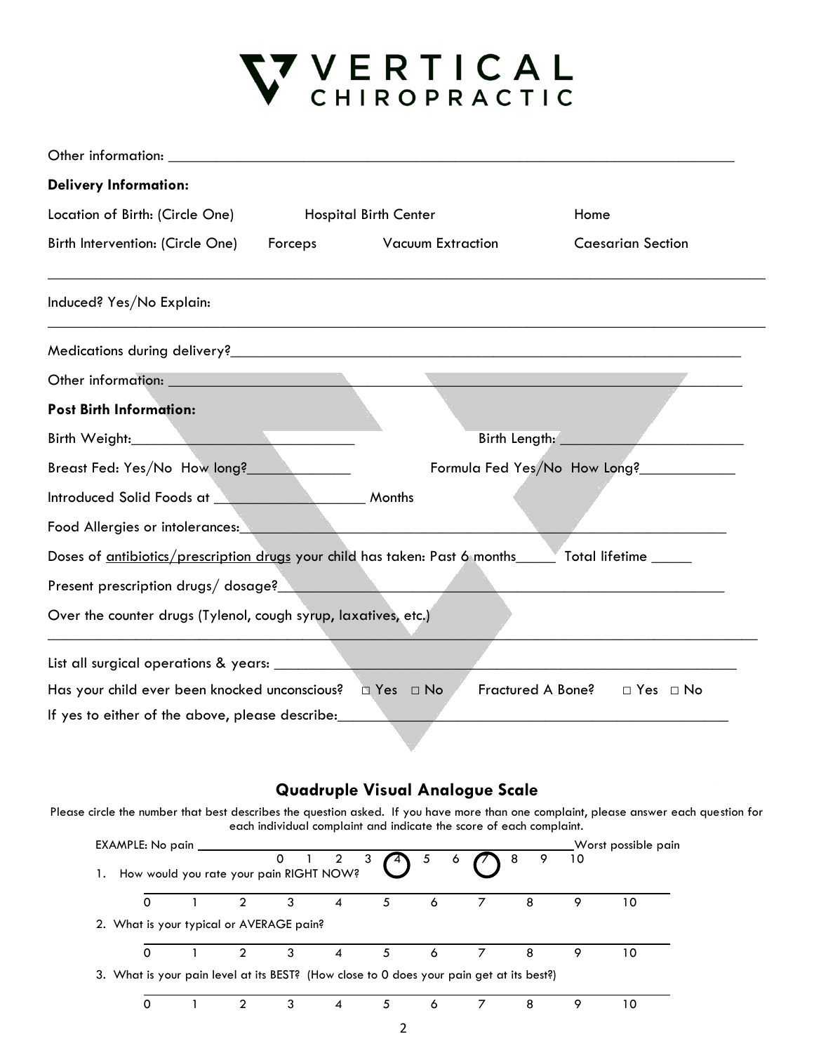# VERTICAL CHIROPRACTIC

Other information: ______________________________________________________________________

**Delivery Information:**

Location of Birth: (Circle One) Hospital Birth Center Home

Birth Intervention: (Circle One) Forceps Vacuum Extraction Caesarian Section

_____________________________________________________________________________________

Induced? Yes/No Explain:

_____________________________________________________________________________________

Medications during delivery?______________________________________________________________

Other information: ______________________________________________________________________

**Post Birth Information:**

Birth Weight:____________________________ Birth Length: ________________________

Breast Fed: Yes/No How long?_____________ Formula Fed Yes/No How Long?____________

Introduced Solid Foods at ___________________ Months

Food Allergies or intolerances:_______________________________________________________

Doses of antibiotics/prescription drugs your child has taken: Past 6 months_____ Total lifetime _____

Present prescription drugs/ dosage?____________________________________________________

Over the counter drugs (Tylenol, cough syrup, laxatives, etc.)

_____________________________________________________________________________________

List all surgical operations & years: ____________________________________________________

Has your child ever been knocked unconscious? □ Yes □ No Fractured A Bone? □ Yes □ No

If yes to either of the above, please describe:___________________________________________

## Quadruple Visual Analogue Scale

Please circle the number that best describes the question asked. If you have more than one complaint, please answer each question for each individual complaint and indicate the score of each complaint.

EXAMPLE: No pain ______________________________________________ Worst possible pain

0 1 2 3 (4) 5 6 (7) 8 9 10

1. How would you rate your pain RIGHT NOW?

0 1 2 3 4 5 6 7 8 9 10

2. What is your typical or AVERAGE pain?

0 1 2 3 4 5 6 7 8 9 10

3. What is your pain level at its BEST? (How close to 0 does your pain get at its best?)

0 1 2 3 4 5 6 7 8 9 10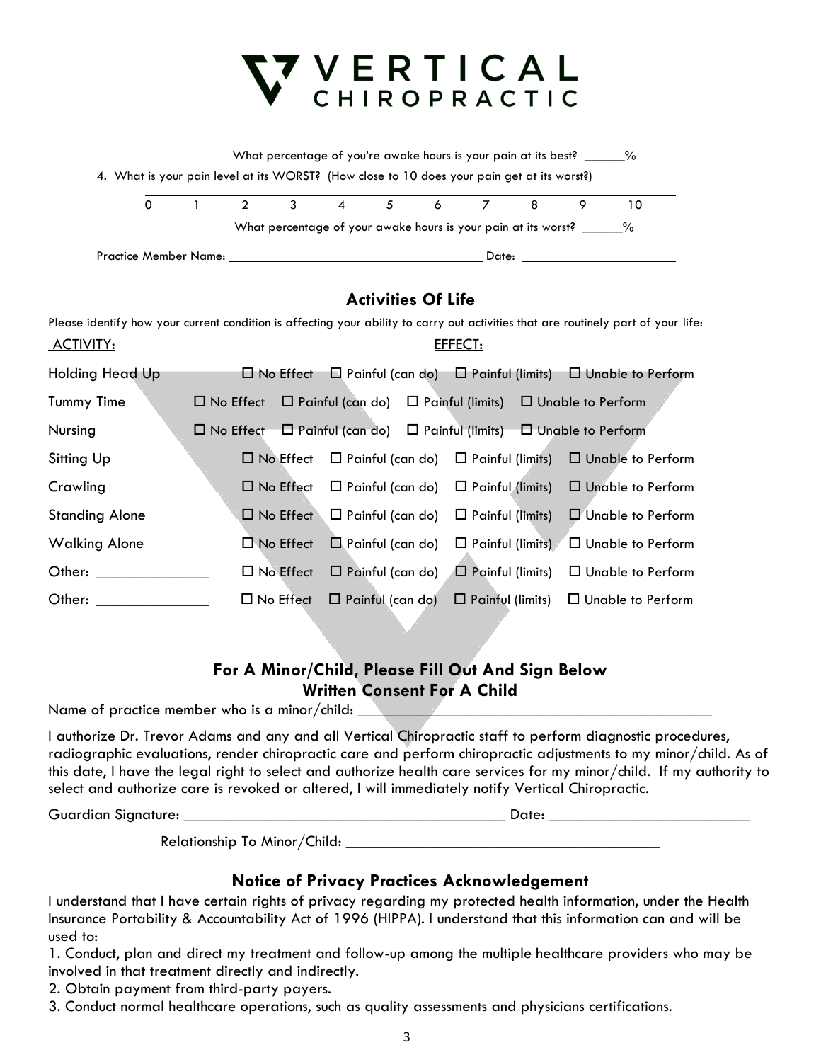# VERTICAL CHIROPRACTIC

What percentage of you're awake hours is your pain at its best? ______%

4. What is your pain level at its WORST? (How close to 10 does your pain get at its worst?)

| 0 | 1 | 2 | 3 | 4 | 5 | 6 | 7 | 8 | 9 | 10 |
|---|---|---|---|---|---|---|---|---|---|---|

What percentage of your awake hours is your pain at its worst? ______%

Practice Member Name: ______________________________ Date: ____________________

## Activities Of Life

Please identify how your current condition is affecting your ability to carry out activities that are routinely part of your life:

| ACTIVITY: | EFFECT: | | | |
|---|---|---|---|---|
| Holding Head Up | ☐ No Effect | ☐ Painful (can do) | ☐ Painful (limits) | ☐ Unable to Perform |
| Tummy Time | ☐ No Effect | ☐ Painful (can do) | ☐ Painful (limits) | ☐ Unable to Perform |
| Nursing | ☐ No Effect | ☐ Painful (can do) | ☐ Painful (limits) | ☐ Unable to Perform |
| Sitting Up | ☐ No Effect | ☐ Painful (can do) | ☐ Painful (limits) | ☐ Unable to Perform |
| Crawling | ☐ No Effect | ☐ Painful (can do) | ☐ Painful (limits) | ☐ Unable to Perform |
| Standing Alone | ☐ No Effect | ☐ Painful (can do) | ☐ Painful (limits) | ☐ Unable to Perform |
| Walking Alone | ☐ No Effect | ☐ Painful (can do) | ☐ Painful (limits) | ☐ Unable to Perform |
| Other: ______________ | ☐ No Effect | ☐ Painful (can do) | ☐ Painful (limits) | ☐ Unable to Perform |
| Other: ______________ | ☐ No Effect | ☐ Painful (can do) | ☐ Painful (limits) | ☐ Unable to Perform |

## For A Minor/Child, Please Fill Out And Sign Below
## Written Consent For A Child

Name of practice member who is a minor/child: ____________________________________________

I authorize Dr. Trevor Adams and any and all Vertical Chiropractic staff to perform diagnostic procedures, radiographic evaluations, render chiropractic care and perform chiropractic adjustments to my minor/child. As of this date, I have the legal right to select and authorize health care services for my minor/child. If my authority to select and authorize care is revoked or altered, I will immediately notify Vertical Chiropractic.

Guardian Signature: ________________________________________ Date: ________________________

Relationship To Minor/Child: ________________________________________

## Notice of Privacy Practices Acknowledgement

I understand that I have certain rights of privacy regarding my protected health information, under the Health Insurance Portability & Accountability Act of 1996 (HIPPA). I understand that this information can and will be used to:

1. Conduct, plan and direct my treatment and follow-up among the multiple healthcare providers who may be involved in that treatment directly and indirectly.
2. Obtain payment from third-party payers.
3. Conduct normal healthcare operations, such as quality assessments and physicians certifications.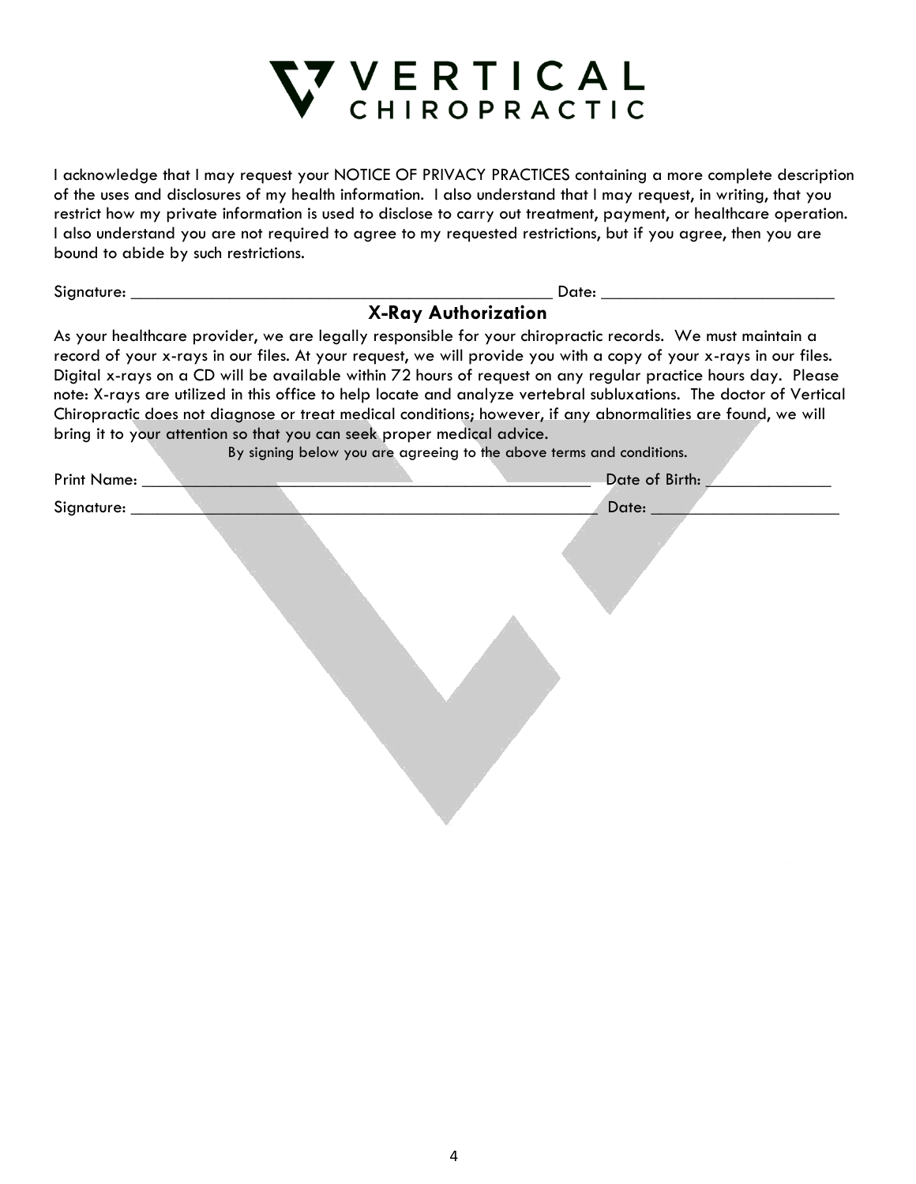# VERTICAL CHIROPRACTIC

I acknowledge that I may request your NOTICE OF PRIVACY PRACTICES containing a more complete description of the uses and disclosures of my health information. I also understand that I may request, in writing, that you restrict how my private information is used to disclose to carry out treatment, payment, or healthcare operation. I also understand you are not required to agree to my requested restrictions, but if you agree, then you are bound to abide by such restrictions.

Signature: ______________________________________________ Date: __________________________

## X-Ray Authorization

As your healthcare provider, we are legally responsible for your chiropractic records. We must maintain a record of your x-rays in our files. At your request, we will provide you with a copy of your x-rays in our files. Digital x-rays on a CD will be available within 72 hours of request on any regular practice hours day. Please note: X-rays are utilized in this office to help locate and analyze vertebral subluxations. The doctor of Vertical Chiropractic does not diagnose or treat medical conditions; however, if any abnormalities are found, we will bring it to your attention so that you can seek proper medical advice.

By signing below you are agreeing to the above terms and conditions.

Print Name: __________________________________________________ Date of Birth: ______________

Signature: ____________________________________________________ Date: _____________________